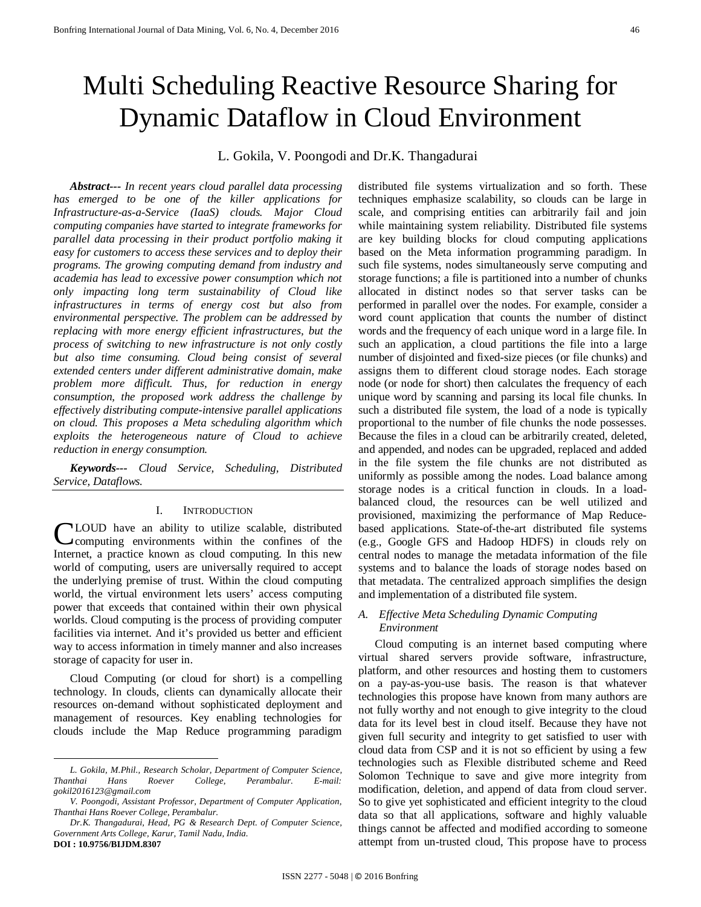# Multi Scheduling Reactive Resource Sharing for Dynamic Dataflow in Cloud Environment

L. Gokila, V. Poongodi and Dr.K. Thangadurai

***Abstract---*** *In recent years cloud parallel data processing has emerged to be one of the killer applications for Infrastructure-as-a-Service (IaaS) clouds. Major Cloud computing companies have started to integrate frameworks for parallel data processing in their product portfolio making it easy for customers to access these services and to deploy their programs. The growing computing demand from industry and academia has lead to excessive power consumption which not only impacting long term sustainability of Cloud like infrastructures in terms of energy cost but also from environmental perspective. The problem can be addressed by replacing with more energy efficient infrastructures, but the process of switching to new infrastructure is not only costly but also time consuming. Cloud being consist of several extended centers under different administrative domain, make problem more difficult. Thus, for reduction in energy consumption, the proposed work address the challenge by effectively distributing compute-intensive parallel applications on cloud. This proposes a Meta scheduling algorithm which exploits the heterogeneous nature of Cloud to achieve reduction in energy consumption.*

***Keywords---*** *Cloud Service, Scheduling, Distributed Service, Dataflows.*

## I. Introduction

CLOUD have an ability to utilize scalable, distributed computing environments within the confines of the Internet, a practice known as cloud computing. In this new world of computing, users are universally required to accept the underlying premise of trust. Within the cloud computing world, the virtual environment lets users' access computing power that exceeds that contained within their own physical worlds. Cloud computing is the process of providing computer facilities via internet. And it's provided us better and efficient way to access information in timely manner and also increases storage of capacity for user in.

Cloud Computing (or cloud for short) is a compelling technology. In clouds, clients can dynamically allocate their resources on-demand without sophisticated deployment and management of resources. Key enabling technologies for clouds include the Map Reduce programming paradigm distributed file systems virtualization and so forth. These techniques emphasize scalability, so clouds can be large in scale, and comprising entities can arbitrarily fail and join while maintaining system reliability. Distributed file systems are key building blocks for cloud computing applications based on the Meta information programming paradigm. In such file systems, nodes simultaneously serve computing and storage functions; a file is partitioned into a number of chunks allocated in distinct nodes so that server tasks can be performed in parallel over the nodes. For example, consider a word count application that counts the number of distinct words and the frequency of each unique word in a large file. In such an application, a cloud partitions the file into a large number of disjointed and fixed-size pieces (or file chunks) and assigns them to different cloud storage nodes. Each storage node (or node for short) then calculates the frequency of each unique word by scanning and parsing its local file chunks. In such a distributed file system, the load of a node is typically proportional to the number of file chunks the node possesses. Because the files in a cloud can be arbitrarily created, deleted, and appended, and nodes can be upgraded, replaced and added in the file system the file chunks are not distributed as uniformly as possible among the nodes. Load balance among storage nodes is a critical function in clouds. In a load-balanced cloud, the resources can be well utilized and provisioned, maximizing the performance of Map Reduce-based applications. State-of-the-art distributed file systems (e.g., Google GFS and Hadoop HDFS) in clouds rely on central nodes to manage the metadata information of the file systems and to balance the loads of storage nodes based on that metadata. The centralized approach simplifies the design and implementation of a distributed file system.

### A. Effective Meta Scheduling Dynamic Computing Environment

Cloud computing is an internet based computing where virtual shared servers provide software, infrastructure, platform, and other resources and hosting them to customers on a pay-as-you-use basis. The reason is that whatever technologies this propose have known from many authors are not fully worthy and not enough to give integrity to the cloud data for its level best in cloud itself. Because they have not given full security and integrity to get satisfied to user with cloud data from CSP and it is not so efficient by using a few technologies such as Flexible distributed scheme and Reed Solomon Technique to save and give more integrity from modification, deletion, and append of data from cloud server. So to give yet sophisticated and efficient integrity to the cloud data so that all applications, software and highly valuable things cannot be affected and modified according to someone attempt from un-trusted cloud, This propose have to process

---

*L. Gokila, M.Phil., Research Scholar, Department of Computer Science, Thanthai Hans Roever College, Perambalur. E-mail: gokil2016123@gmail.com*

*V. Poongodi, Assistant Professor, Department of Computer Application, Thanthai Hans Roever College, Perambalur.*

*Dr.K. Thangadurai, Head, PG & Research Dept. of Computer Science, Government Arts College, Karur, Tamil Nadu, India.*

**DOI : 10.9756/BIJDM.8307**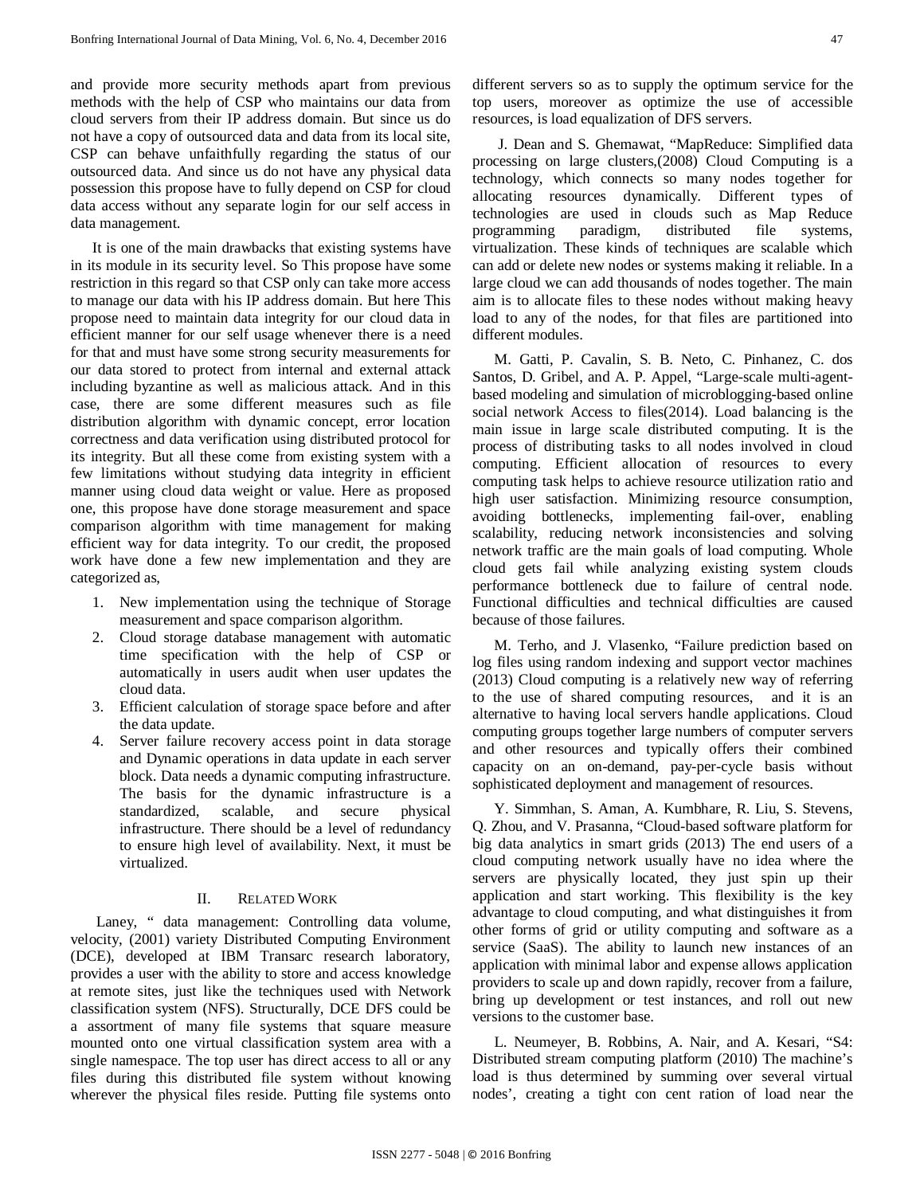and provide more security methods apart from previous methods with the help of CSP who maintains our data from cloud servers from their IP address domain. But since us do not have a copy of outsourced data and data from its local site, CSP can behave unfaithfully regarding the status of our outsourced data. And since us do not have any physical data possession this propose have to fully depend on CSP for cloud data access without any separate login for our self access in data management.

It is one of the main drawbacks that existing systems have in its module in its security level. So This propose have some restriction in this regard so that CSP only can take more access to manage our data with his IP address domain. But here This propose need to maintain data integrity for our cloud data in efficient manner for our self usage whenever there is a need for that and must have some strong security measurements for our data stored to protect from internal and external attack including byzantine as well as malicious attack. And in this case, there are some different measures such as file distribution algorithm with dynamic concept, error location correctness and data verification using distributed protocol for its integrity. But all these come from existing system with a few limitations without studying data integrity in efficient manner using cloud data weight or value. Here as proposed one, this propose have done storage measurement and space comparison algorithm with time management for making efficient way for data integrity. To our credit, the proposed work have done a few new implementation and they are categorized as,

1. New implementation using the technique of Storage measurement and space comparison algorithm.
2. Cloud storage database management with automatic time specification with the help of CSP or automatically in users audit when user updates the cloud data.
3. Efficient calculation of storage space before and after the data update.
4. Server failure recovery access point in data storage and Dynamic operations in data update in each server block. Data needs a dynamic computing infrastructure. The basis for the dynamic infrastructure is a standardized, scalable, and secure physical infrastructure. There should be a level of redundancy to ensure high level of availability. Next, it must be virtualized.

## II. Related Work

Laney, " data management: Controlling data volume, velocity, (2001) variety Distributed Computing Environment (DCE), developed at IBM Transarc research laboratory, provides a user with the ability to store and access knowledge at remote sites, just like the techniques used with Network classification system (NFS). Structurally, DCE DFS could be a assortment of many file systems that square measure mounted onto one virtual classification system area with a single namespace. The top user has direct access to all or any files during this distributed file system without knowing wherever the physical files reside. Putting file systems onto different servers so as to supply the optimum service for the top users, moreover as optimize the use of accessible resources, is load equalization of DFS servers.

J. Dean and S. Ghemawat, "MapReduce: Simplified data processing on large clusters,(2008) Cloud Computing is a technology, which connects so many nodes together for allocating resources dynamically. Different types of technologies are used in clouds such as Map Reduce programming paradigm, distributed file systems, virtualization. These kinds of techniques are scalable which can add or delete new nodes or systems making it reliable. In a large cloud we can add thousands of nodes together. The main aim is to allocate files to these nodes without making heavy load to any of the nodes, for that files are partitioned into different modules.

M. Gatti, P. Cavalin, S. B. Neto, C. Pinhanez, C. dos Santos, D. Gribel, and A. P. Appel, "Large-scale multi-agent-based modeling and simulation of microblogging-based online social network Access to files(2014). Load balancing is the main issue in large scale distributed computing. It is the process of distributing tasks to all nodes involved in cloud computing. Efficient allocation of resources to every computing task helps to achieve resource utilization ratio and high user satisfaction. Minimizing resource consumption, avoiding bottlenecks, implementing fail-over, enabling scalability, reducing network inconsistencies and solving network traffic are the main goals of load computing. Whole cloud gets fail while analyzing existing system clouds performance bottleneck due to failure of central node. Functional difficulties and technical difficulties are caused because of those failures.

M. Terho, and J. Vlasenko, "Failure prediction based on log files using random indexing and support vector machines (2013) Cloud computing is a relatively new way of referring to the use of shared computing resources, and it is an alternative to having local servers handle applications. Cloud computing groups together large numbers of computer servers and other resources and typically offers their combined capacity on an on-demand, pay-per-cycle basis without sophisticated deployment and management of resources.

Y. Simmhan, S. Aman, A. Kumbhare, R. Liu, S. Stevens, Q. Zhou, and V. Prasanna, "Cloud-based software platform for big data analytics in smart grids (2013) The end users of a cloud computing network usually have no idea where the servers are physically located, they just spin up their application and start working. This flexibility is the key advantage to cloud computing, and what distinguishes it from other forms of grid or utility computing and software as a service (SaaS). The ability to launch new instances of an application with minimal labor and expense allows application providers to scale up and down rapidly, recover from a failure, bring up development or test instances, and roll out new versions to the customer base.

L. Neumeyer, B. Robbins, A. Nair, and A. Kesari, "S4: Distributed stream computing platform (2010) The machine's load is thus determined by summing over several virtual nodes', creating a tight con cent ration of load near the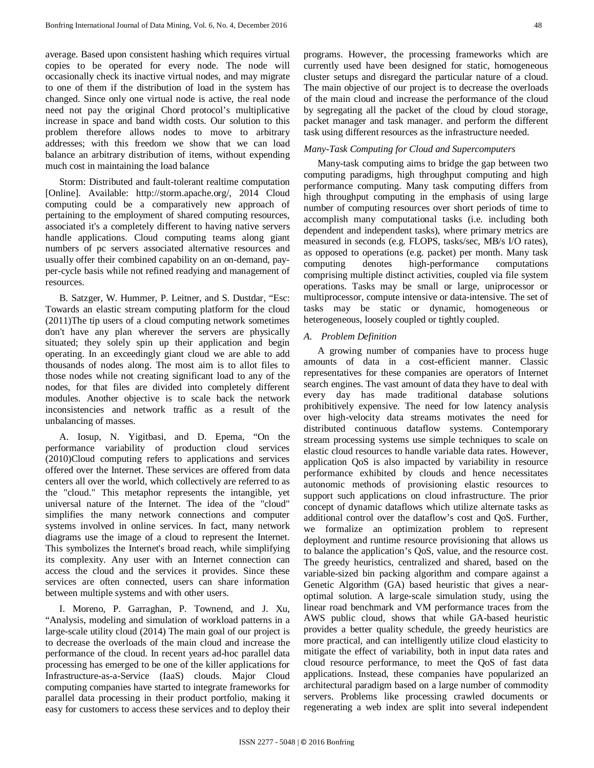average. Based upon consistent hashing which requires virtual copies to be operated for every node. The node will occasionally check its inactive virtual nodes, and may migrate to one of them if the distribution of load in the system has changed. Since only one virtual node is active, the real node need not pay the original Chord protocol's multiplicative increase in space and band width costs. Our solution to this problem therefore allows nodes to move to arbitrary addresses; with this freedom we show that we can load balance an arbitrary distribution of items, without expending much cost in maintaining the load balance

Storm: Distributed and fault-tolerant realtime computation [Online]. Available: http://storm.apache.org/, 2014 Cloud computing could be a comparatively new approach of pertaining to the employment of shared computing resources, associated it's a completely different to having native servers handle applications. Cloud computing teams along giant numbers of pc servers associated alternative resources and usually offer their combined capability on an on-demand, pay-per-cycle basis while not refined readying and management of resources.

B. Satzger, W. Hummer, P. Leitner, and S. Dustdar, "Esc: Towards an elastic stream computing platform for the cloud (2011)The tip users of a cloud computing network sometimes don't have any plan wherever the servers are physically situated; they solely spin up their application and begin operating. In an exceedingly giant cloud we are able to add thousands of nodes along. The most aim is to allot files to those nodes while not creating significant load to any of the nodes, for that files are divided into completely different modules. Another objective is to scale back the network inconsistencies and network traffic as a result of the unbalancing of masses.

A. Iosup, N. Yigitbasi, and D. Epema, "On the performance variability of production cloud services (2010)Cloud computing refers to applications and services offered over the Internet. These services are offered from data centers all over the world, which collectively are referred to as the "cloud." This metaphor represents the intangible, yet universal nature of the Internet. The idea of the "cloud" simplifies the many network connections and computer systems involved in online services. In fact, many network diagrams use the image of a cloud to represent the Internet. This symbolizes the Internet's broad reach, while simplifying its complexity. Any user with an Internet connection can access the cloud and the services it provides. Since these services are often connected, users can share information between multiple systems and with other users.

I. Moreno, P. Garraghan, P. Townend, and J. Xu, "Analysis, modeling and simulation of workload patterns in a large-scale utility cloud (2014) The main goal of our project is to decrease the overloads of the main cloud and increase the performance of the cloud. In recent years ad-hoc parallel data processing has emerged to be one of the killer applications for Infrastructure-as-a-Service (IaaS) clouds. Major Cloud computing companies have started to integrate frameworks for parallel data processing in their product portfolio, making it easy for customers to access these services and to deploy their programs. However, the processing frameworks which are currently used have been designed for static, homogeneous cluster setups and disregard the particular nature of a cloud. The main objective of our project is to decrease the overloads of the main cloud and increase the performance of the cloud by segregating all the packet of the cloud by cloud storage, packet manager and task manager. and perform the different task using different resources as the infrastructure needed.

*Many-Task Computing for Cloud and Supercomputers*

Many-task computing aims to bridge the gap between two computing paradigms, high throughput computing and high performance computing. Many task computing differs from high throughput computing in the emphasis of using large number of computing resources over short periods of time to accomplish many computational tasks (i.e. including both dependent and independent tasks), where primary metrics are measured in seconds (e.g. FLOPS, tasks/sec, MB/s I/O rates), as opposed to operations (e.g. packet) per month. Many task computing denotes high-performance computations comprising multiple distinct activities, coupled via file system operations. Tasks may be small or large, uniprocessor or multiprocessor, compute intensive or data-intensive. The set of tasks may be static or dynamic, homogeneous or heterogeneous, loosely coupled or tightly coupled.

*A. Problem Definition*

A growing number of companies have to process huge amounts of data in a cost-efficient manner. Classic representatives for these companies are operators of Internet search engines. The vast amount of data they have to deal with every day has made traditional database solutions prohibitively expensive. The need for low latency analysis over high-velocity data streams motivates the need for distributed continuous dataflow systems. Contemporary stream processing systems use simple techniques to scale on elastic cloud resources to handle variable data rates. However, application QoS is also impacted by variability in resource performance exhibited by clouds and hence necessitates autonomic methods of provisioning elastic resources to support such applications on cloud infrastructure. The prior concept of dynamic dataflows which utilize alternate tasks as additional control over the dataflow's cost and QoS. Further, we formalize an optimization problem to represent deployment and runtime resource provisioning that allows us to balance the application's QoS, value, and the resource cost. The greedy heuristics, centralized and shared, based on the variable-sized bin packing algorithm and compare against a Genetic Algorithm (GA) based heuristic that gives a near-optimal solution. A large-scale simulation study, using the linear road benchmark and VM performance traces from the AWS public cloud, shows that while GA-based heuristic provides a better quality schedule, the greedy heuristics are more practical, and can intelligently utilize cloud elasticity to mitigate the effect of variability, both in input data rates and cloud resource performance, to meet the QoS of fast data applications. Instead, these companies have popularized an architectural paradigm based on a large number of commodity servers. Problems like processing crawled documents or regenerating a web index are split into several independent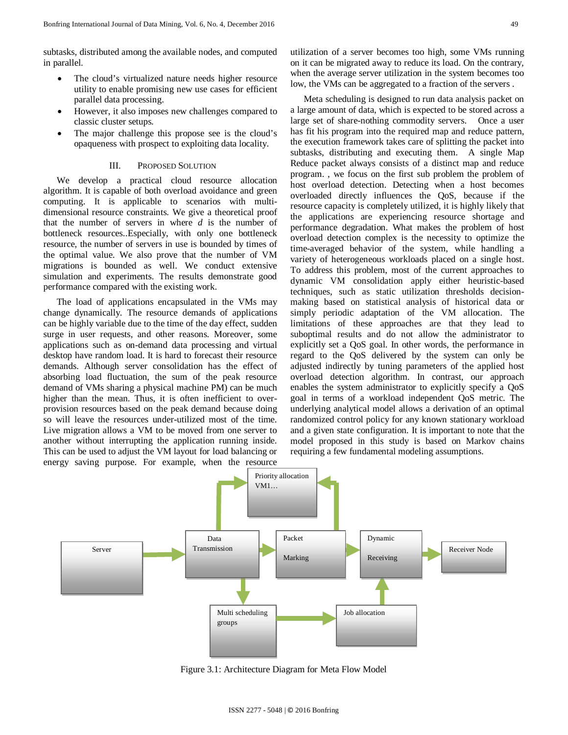subtasks, distributed among the available nodes, and computed in parallel.

- The cloud's virtualized nature needs higher resource utility to enable promising new use cases for efficient parallel data processing.
- However, it also imposes new challenges compared to classic cluster setups.
- The major challenge this propose see is the cloud's opaqueness with prospect to exploiting data locality.

## III. Proposed Solution

We develop a practical cloud resource allocation algorithm. It is capable of both overload avoidance and green computing. It is applicable to scenarios with multi-dimensional resource constraints. We give a theoretical proof that the number of servers in where $d$ is the number of bottleneck resources..Especially, with only one bottleneck resource, the number of servers in use is bounded by times of the optimal value. We also prove that the number of VM migrations is bounded as well. We conduct extensive simulation and experiments. The results demonstrate good performance compared with the existing work.

The load of applications encapsulated in the VMs may change dynamically. The resource demands of applications can be highly variable due to the time of the day effect, sudden surge in user requests, and other reasons. Moreover, some applications such as on-demand data processing and virtual desktop have random load. It is hard to forecast their resource demands. Although server consolidation has the effect of absorbing load fluctuation, the sum of the peak resource demand of VMs sharing a physical machine PM) can be much higher than the mean. Thus, it is often inefficient to over-provision resources based on the peak demand because doing so will leave the resources under-utilized most of the time. Live migration allows a VM to be moved from one server to another without interrupting the application running inside. This can be used to adjust the VM layout for load balancing or energy saving purpose. For example, when the resource utilization of a server becomes too high, some VMs running on it can be migrated away to reduce its load. On the contrary, when the average server utilization in the system becomes too low, the VMs can be aggregated to a fraction of the servers .

Meta scheduling is designed to run data analysis packet on a large amount of data, which is expected to be stored across a large set of share-nothing commodity servers. Once a user has fit his program into the required map and reduce pattern, the execution framework takes care of splitting the packet into subtasks, distributing and executing them. A single Map Reduce packet always consists of a distinct map and reduce program. , we focus on the first sub problem the problem of host overload detection. Detecting when a host becomes overloaded directly influences the QoS, because if the resource capacity is completely utilized, it is highly likely that the applications are experiencing resource shortage and performance degradation. What makes the problem of host overload detection complex is the necessity to optimize the time-averaged behavior of the system, while handling a variety of heterogeneous workloads placed on a single host. To address this problem, most of the current approaches to dynamic VM consolidation apply either heuristic-based techniques, such as static utilization thresholds decision-making based on statistical analysis of historical data or simply periodic adaptation of the VM allocation. The limitations of these approaches are that they lead to suboptimal results and do not allow the administrator to explicitly set a QoS goal. In other words, the performance in regard to the QoS delivered by the system can only be adjusted indirectly by tuning parameters of the applied host overload detection algorithm. In contrast, our approach enables the system administrator to explicitly specify a QoS goal in terms of a workload independent QoS metric. The underlying analytical model allows a derivation of an optimal randomized control policy for any known stationary workload and a given state configuration. It is important to note that the model proposed in this study is based on Markov chains requiring a few fundamental modeling assumptions.

Figure 3.1: Architecture Diagram for Meta Flow Model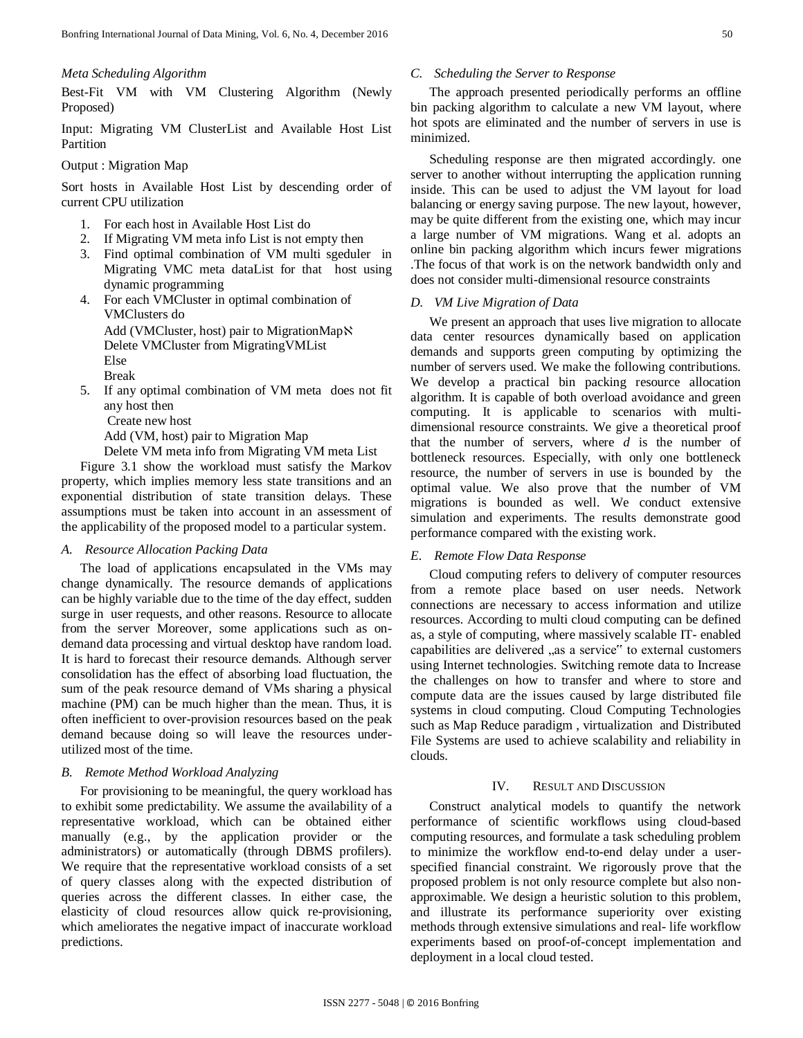*Meta Scheduling Algorithm*

Best-Fit VM with VM Clustering Algorithm (Newly Proposed)

Input: Migrating VM ClusterList and Available Host List Partition

Output : Migration Map

Sort hosts in Available Host List by descending order of current CPU utilization

1. For each host in Available Host List do
2. If Migrating VM meta info List is not empty then
3. Find optimal combination of VM multi sgeduler in Migrating VMC meta dataList for that host using dynamic programming
4. For each VMCluster in optimal combination of VMClusters do
   Add (VMCluster, host) pair to MigrationMapℵ
   Delete VMCluster from MigratingVMList
   Else
   Break
5. If any optimal combination of VM meta does not fit any host then
   Create new host
   Add (VM, host) pair to Migration Map
   Delete VM meta info from Migrating VM meta List

Figure 3.1 show the workload must satisfy the Markov property, which implies memory less state transitions and an exponential distribution of state transition delays. These assumptions must be taken into account in an assessment of the applicability of the proposed model to a particular system.

### *A. Resource Allocation Packing Data*

The load of applications encapsulated in the VMs may change dynamically. The resource demands of applications can be highly variable due to the time of the day effect, sudden surge in user requests, and other reasons. Resource to allocate from the server Moreover, some applications such as on-demand data processing and virtual desktop have random load. It is hard to forecast their resource demands. Although server consolidation has the effect of absorbing load fluctuation, the sum of the peak resource demand of VMs sharing a physical machine (PM) can be much higher than the mean. Thus, it is often inefficient to over-provision resources based on the peak demand because doing so will leave the resources under-utilized most of the time.

### *B. Remote Method Workload Analyzing*

For provisioning to be meaningful, the query workload has to exhibit some predictability. We assume the availability of a representative workload, which can be obtained either manually (e.g., by the application provider or the administrators) or automatically (through DBMS profilers). We require that the representative workload consists of a set of query classes along with the expected distribution of queries across the different classes. In either case, the elasticity of cloud resources allow quick re-provisioning, which ameliorates the negative impact of inaccurate workload predictions.

### *C. Scheduling the Server to Response*

The approach presented periodically performs an offline bin packing algorithm to calculate a new VM layout, where hot spots are eliminated and the number of servers in use is minimized.

Scheduling response are then migrated accordingly. one server to another without interrupting the application running inside. This can be used to adjust the VM layout for load balancing or energy saving purpose. The new layout, however, may be quite different from the existing one, which may incur a large number of VM migrations. Wang et al. adopts an online bin packing algorithm which incurs fewer migrations .The focus of that work is on the network bandwidth only and does not consider multi-dimensional resource constraints

### *D. VM Live Migration of Data*

We present an approach that uses live migration to allocate data center resources dynamically based on application demands and supports green computing by optimizing the number of servers used. We make the following contributions. We develop a practical bin packing resource allocation algorithm. It is capable of both overload avoidance and green computing. It is applicable to scenarios with multi-dimensional resource constraints. We give a theoretical proof that the number of servers, where $d$ is the number of bottleneck resources. Especially, with only one bottleneck resource, the number of servers in use is bounded by the optimal value. We also prove that the number of VM migrations is bounded as well. We conduct extensive simulation and experiments. The results demonstrate good performance compared with the existing work.

### *E. Remote Flow Data Response*

Cloud computing refers to delivery of computer resources from a remote place based on user needs. Network connections are necessary to access information and utilize resources. According to multi cloud computing can be defined as, a style of computing, where massively scalable IT- enabled capabilities are delivered „as a service" to external customers using Internet technologies. Switching remote data to Increase the challenges on how to transfer and where to store and compute data are the issues caused by large distributed file systems in cloud computing. Cloud Computing Technologies such as Map Reduce paradigm , virtualization and Distributed File Systems are used to achieve scalability and reliability in clouds.

## IV. Result and Discussion

Construct analytical models to quantify the network performance of scientific workflows using cloud-based computing resources, and formulate a task scheduling problem to minimize the workflow end-to-end delay under a user-specified financial constraint. We rigorously prove that the proposed problem is not only resource complete but also non-approximable. We design a heuristic solution to this problem, and illustrate its performance superiority over existing methods through extensive simulations and real- life workflow experiments based on proof-of-concept implementation and deployment in a local cloud tested.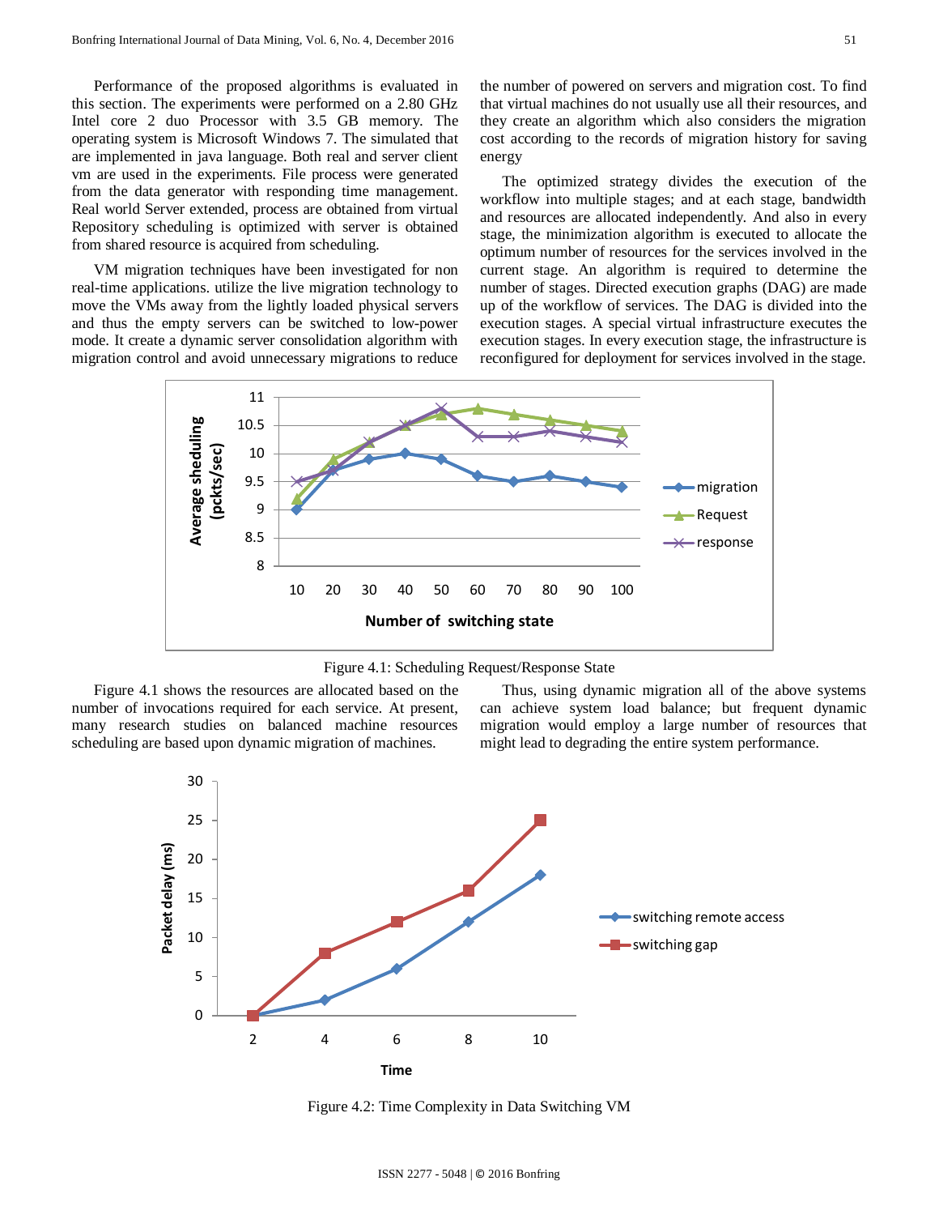Performance of the proposed algorithms is evaluated in this section. The experiments were performed on a 2.80 GHz Intel core 2 duo Processor with 3.5 GB memory. The operating system is Microsoft Windows 7. The simulated that are implemented in java language. Both real and server client vm are used in the experiments. File process were generated from the data generator with responding time management. Real world Server extended, process are obtained from virtual Repository scheduling is optimized with server is obtained from shared resource is acquired from scheduling.

VM migration techniques have been investigated for non real-time applications. utilize the live migration technology to move the VMs away from the lightly loaded physical servers and thus the empty servers can be switched to low-power mode. It create a dynamic server consolidation algorithm with migration control and avoid unnecessary migrations to reduce the number of powered on servers and migration cost. To find that virtual machines do not usually use all their resources, and they create an algorithm which also considers the migration cost according to the records of migration history for saving energy

The optimized strategy divides the execution of the workflow into multiple stages; and at each stage, bandwidth and resources are allocated independently. And also in every stage, the minimization algorithm is executed to allocate the optimum number of resources for the services involved in the current stage. An algorithm is required to determine the number of stages. Directed execution graphs (DAG) are made up of the workflow of services. The DAG is divided into the execution stages. A special virtual infrastructure executes the execution stages. In every execution stage, the infrastructure is reconfigured for deployment for services involved in the stage.

Figure 4.1: Scheduling Request/Response State

Figure 4.1 shows the resources are allocated based on the number of invocations required for each service. At present, many research studies on balanced machine resources scheduling are based upon dynamic migration of machines.

Thus, using dynamic migration all of the above systems can achieve system load balance; but frequent dynamic migration would employ a large number of resources that might lead to degrading the entire system performance.

Figure 4.2: Time Complexity in Data Switching VM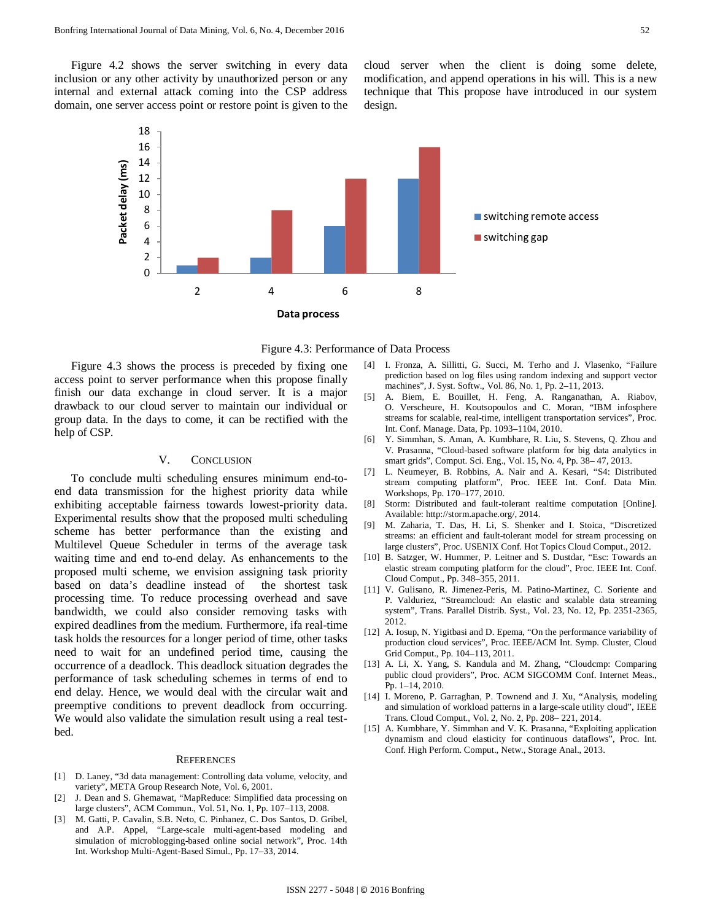Figure 4.2 shows the server switching in every data inclusion or any other activity by unauthorized person or any internal and external attack coming into the CSP address domain, one server access point or restore point is given to the cloud server when the client is doing some delete, modification, and append operations in his will. This is a new technique that This propose have introduced in our system design.

Packet delay (ms)

18
16
14
12
10
8
6
4
2
0

2 4 6 8

Data process

switching remote access
switching gap

Figure 4.3: Performance of Data Process

Figure 4.3 shows the process is preceded by fixing one access point to server performance when this propose finally finish our data exchange in cloud server. It is a major drawback to our cloud server to maintain our individual or group data. In the days to come, it can be rectified with the help of CSP.

## V. Conclusion

To conclude multi scheduling ensures minimum end-to-end data transmission for the highest priority data while exhibiting acceptable fairness towards lowest-priority data. Experimental results show that the proposed multi scheduling scheme has better performance than the existing and Multilevel Queue Scheduler in terms of the average task waiting time and end to-end delay. As enhancements to the proposed multi scheme, we envision assigning task priority based on data's deadline instead of the shortest task processing time. To reduce processing overhead and save bandwidth, we could also consider removing tasks with expired deadlines from the medium. Furthermore, ifa real-time task holds the resources for a longer period of time, other tasks need to wait for an undefined period time, causing the occurrence of a deadlock. This deadlock situation degrades the performance of task scheduling schemes in terms of end to end delay. Hence, we would deal with the circular wait and preemptive conditions to prevent deadlock from occurring. We would also validate the simulation result using a real test-bed.

## References

[1] D. Laney, "3d data management: Controlling data volume, velocity, and variety", META Group Research Note, Vol. 6, 2001.

[2] J. Dean and S. Ghemawat, "MapReduce: Simplified data processing on large clusters", ACM Commun., Vol. 51, No. 1, Pp. 107–113, 2008.

[3] M. Gatti, P. Cavalin, S.B. Neto, C. Pinhanez, C. Dos Santos, D. Gribel, and A.P. Appel, "Large-scale multi-agent-based modeling and simulation of microblogging-based online social network", Proc. 14th Int. Workshop Multi-Agent-Based Simul., Pp. 17–33, 2014.

[4] I. Fronza, A. Sillitti, G. Succi, M. Terho and J. Vlasenko, "Failure prediction based on log files using random indexing and support vector machines", J. Syst. Softw., Vol. 86, No. 1, Pp. 2–11, 2013.

[5] A. Biem, E. Bouillet, H. Feng, A. Ranganathan, A. Riabov, O. Verscheure, H. Koutsopoulos and C. Moran, "IBM infosphere streams for scalable, real-time, intelligent transportation services", Proc. Int. Conf. Manage. Data, Pp. 1093–1104, 2010.

[6] Y. Simmhan, S. Aman, A. Kumbhare, R. Liu, S. Stevens, Q. Zhou and V. Prasanna, "Cloud-based software platform for big data analytics in smart grids", Comput. Sci. Eng., Vol. 15, No. 4, Pp. 38– 47, 2013.

[7] L. Neumeyer, B. Robbins, A. Nair and A. Kesari, "S4: Distributed stream computing platform", Proc. IEEE Int. Conf. Data Min. Workshops, Pp. 170–177, 2010.

[8] Storm: Distributed and fault-tolerant realtime computation [Online]. Available: http://storm.apache.org/, 2014.

[9] M. Zaharia, T. Das, H. Li, S. Shenker and I. Stoica, "Discretized streams: an efficient and fault-tolerant model for stream processing on large clusters", Proc. USENIX Conf. Hot Topics Cloud Comput., 2012.

[10] B. Satzger, W. Hummer, P. Leitner and S. Dustdar, "Esc: Towards an elastic stream computing platform for the cloud", Proc. IEEE Int. Conf. Cloud Comput., Pp. 348–355, 2011.

[11] V. Gulisano, R. Jimenez-Peris, M. Patino-Martinez, C. Soriente and P. Valduriez, "Streamcloud: An elastic and scalable data streaming system", Trans. Parallel Distrib. Syst., Vol. 23, No. 12, Pp. 2351-2365, 2012.

[12] A. Iosup, N. Yigitbasi and D. Epema, "On the performance variability of production cloud services", Proc. IEEE/ACM Int. Symp. Cluster, Cloud Grid Comput., Pp. 104–113, 2011.

[13] A. Li, X. Yang, S. Kandula and M. Zhang, "Cloudcmp: Comparing public cloud providers", Proc. ACM SIGCOMM Conf. Internet Meas., Pp. 1–14, 2010.

[14] I. Moreno, P. Garraghan, P. Townend and J. Xu, "Analysis, modeling and simulation of workload patterns in a large-scale utility cloud", IEEE Trans. Cloud Comput., Vol. 2, No. 2, Pp. 208– 221, 2014.

[15] A. Kumbhare, Y. Simmhan and V. K. Prasanna, "Exploiting application dynamism and cloud elasticity for continuous dataflows", Proc. Int. Conf. High Perform. Comput., Netw., Storage Anal., 2013.